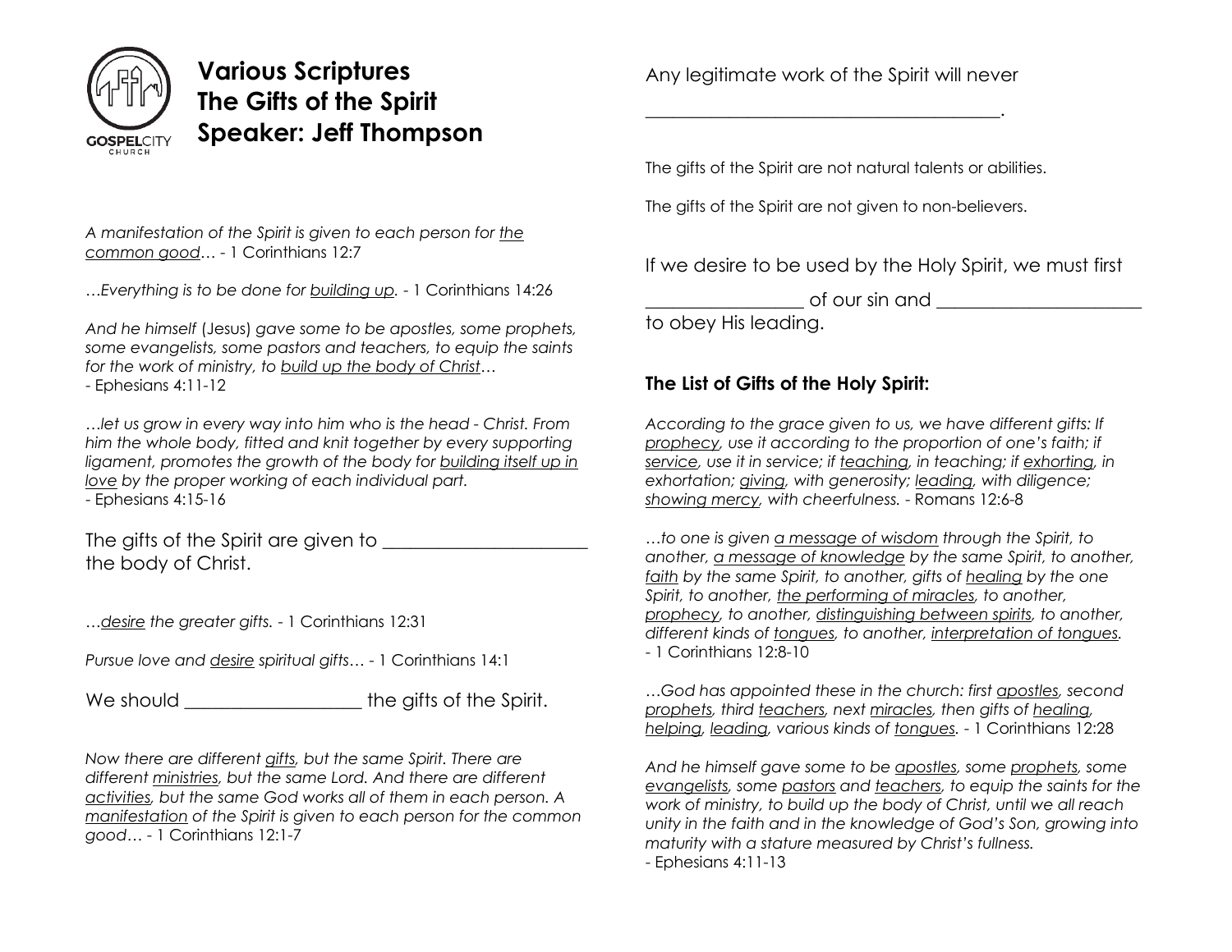# Various Scriptures
# The Gifts of the Spirit
# Speaker: Jeff Thompson

*A manifestation of the Spirit is given to each person for <u>the common good</u>…* - 1 Corinthians 12:7

*…Everything is to be done for <u>building up</u>.* - 1 Corinthians 14:26

*And he himself* (Jesus) *gave some to be apostles, some prophets, some evangelists, some pastors and teachers, to equip the saints for the work of ministry, to <u>build up the body of Christ</u>…*
- Ephesians 4:11-12

*…let us grow in every way into him who is the head - Christ. From him the whole body, fitted and knit together by every supporting ligament, promotes the growth of the body for <u>building itself up in love</u> by the proper working of each individual part.*
- Ephesians 4:15-16

The gifts of the Spirit are given to ______________________ the body of Christ.

*…<u>desire</u> the greater gifts.* - 1 Corinthians 12:31

*Pursue love and <u>desire</u> spiritual gifts…* - 1 Corinthians 14:1

We should ___________________ the gifts of the Spirit.

*Now there are different <u>gifts</u>, but the same Spirit. There are different <u>ministries</u>, but the same Lord. And there are different <u>activities</u>, but the same God works all of them in each person. A <u>manifestation</u> of the Spirit is given to each person for the common good…* - 1 Corinthians 12:1-7

Any legitimate work of the Spirit will never

_______________________________________.

The gifts of the Spirit are not natural talents or abilities.

The gifts of the Spirit are not given to non-believers.

If we desire to be used by the Holy Spirit, we must first _________________ of our sin and ______________________ to obey His leading.

### The List of Gifts of the Holy Spirit:

*According to the grace given to us, we have different gifts: If <u>prophecy</u>, use it according to the proportion of one's faith; if <u>service</u>, use it in service; if <u>teaching</u>, in teaching; if <u>exhorting</u>, in exhortation; <u>giving</u>, with generosity; <u>leading</u>, with diligence; <u>showing mercy</u>, with cheerfulness.* - Romans 12:6-8

*…to one is given <u>a message of wisdom</u> through the Spirit, to another, <u>a message of knowledge</u> by the same Spirit, to another, <u>faith</u> by the same Spirit, to another, gifts of <u>healing</u> by the one Spirit, to another, <u>the performing of miracles</u>, to another, <u>prophecy</u>, to another, <u>distinguishing between spirits</u>, to another, different kinds of <u>tongues</u>, to another, <u>interpretation of tongues</u>.*
- 1 Corinthians 12:8-10

*…God has appointed these in the church: first <u>apostles</u>, second <u>prophets</u>, third <u>teachers</u>, next <u>miracles</u>, then gifts of <u>healing</u>, <u>helping</u>, <u>leading</u>, various kinds of <u>tongues</u>.* - 1 Corinthians 12:28

*And he himself gave some to be <u>apostles</u>, some <u>prophets</u>, some <u>evangelists</u>, some <u>pastors</u> and <u>teachers</u>, to equip the saints for the work of ministry, to build up the body of Christ, until we all reach unity in the faith and in the knowledge of God's Son, growing into maturity with a stature measured by Christ's fullness.*
- Ephesians 4:11-13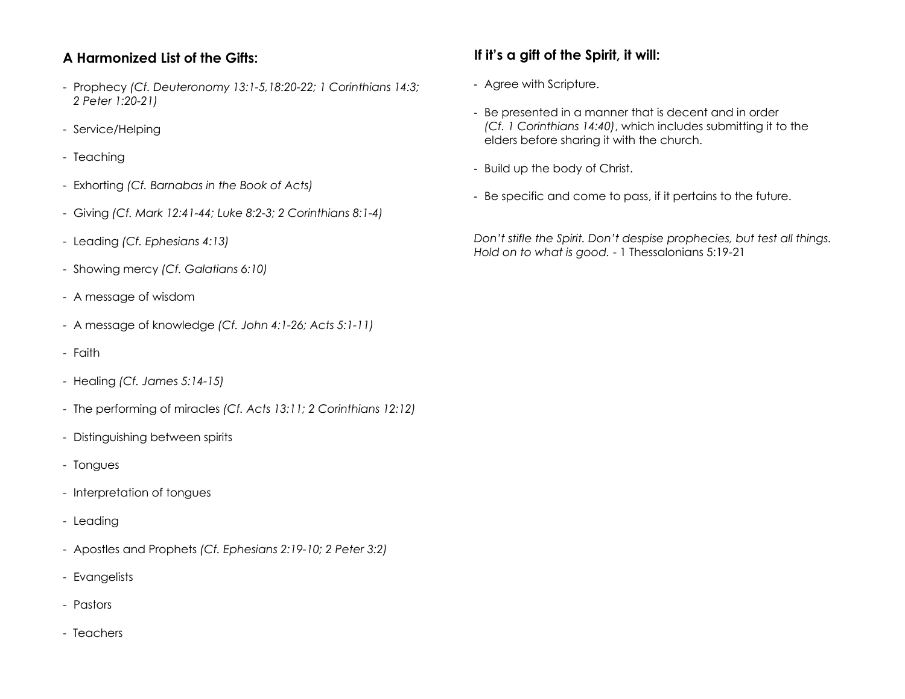## A Harmonized List of the Gifts:

- Prophecy *(Cf. Deuteronomy 13:1-5,18:20-22; 1 Corinthians 14:3; 2 Peter 1:20-21)*
- Service/Helping
- Teaching
- Exhorting *(Cf. Barnabas in the Book of Acts)*
- Giving *(Cf. Mark 12:41-44; Luke 8:2-3; 2 Corinthians 8:1-4)*
- Leading *(Cf. Ephesians 4:13)*
- Showing mercy *(Cf. Galatians 6:10)*
- A message of wisdom
- A message of knowledge *(Cf. John 4:1-26; Acts 5:1-11)*
- Faith
- Healing *(Cf. James 5:14-15)*
- The performing of miracles *(Cf. Acts 13:11; 2 Corinthians 12:12)*
- Distinguishing between spirits
- Tongues
- Interpretation of tongues
- Leading
- Apostles and Prophets *(Cf. Ephesians 2:19-10; 2 Peter 3:2)*
- Evangelists
- Pastors
- Teachers

## If it's a gift of the Spirit, it will:

- Agree with Scripture.
- Be presented in a manner that is decent and in order *(Cf. 1 Corinthians 14:40)*, which includes submitting it to the elders before sharing it with the church.
- Build up the body of Christ.
- Be specific and come to pass, if it pertains to the future.

*Don't stifle the Spirit. Don't despise prophecies, but test all things. Hold on to what is good.* - 1 Thessalonians 5:19-21